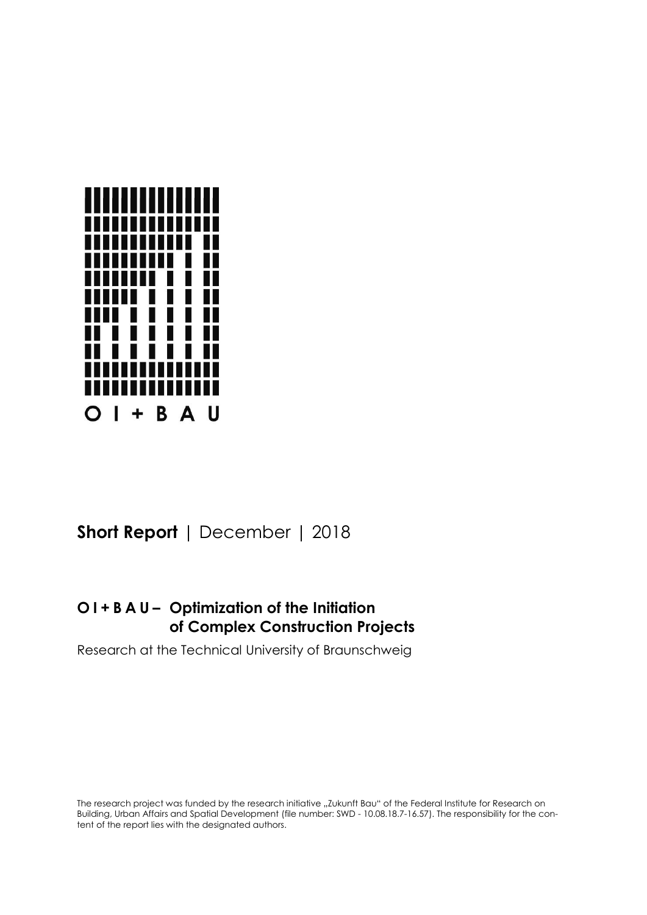O I + B A U

**Short Report** | December | 2018

## O I + B A U – Optimization of the Initiation of Complex Construction Projects

Research at the Technical University of Braunschweig

The research project was funded by the research initiative „Zukunft Bau" of the Federal Institute for Research on Building, Urban Affairs and Spatial Development (file number: SWD - 10.08.18.7-16.57). The responsibility for the content of the report lies with the designated authors.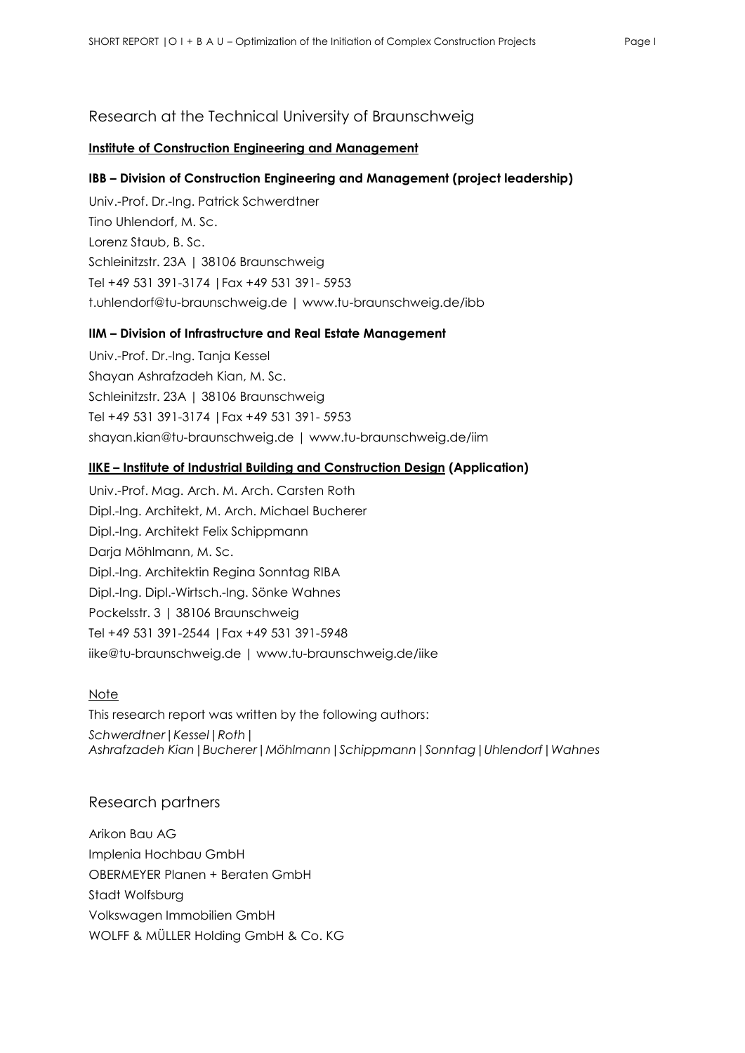# Research at the Technical University of Braunschweig

**Institute of Construction Engineering and Management**

**IBB – Division of Construction Engineering and Management (project leadership)**

Univ.-Prof. Dr.-Ing. Patrick Schwerdtner
Tino Uhlendorf, M. Sc.
Lorenz Staub, B. Sc.
Schleinitzstr. 23A | 38106 Braunschweig
Tel +49 531 391-3174 | Fax +49 531 391- 5953
t.uhlendorf@tu-braunschweig.de | www.tu-braunschweig.de/ibb

**IIM – Division of Infrastructure and Real Estate Management**

Univ.-Prof. Dr.-Ing. Tanja Kessel
Shayan Ashrafzadeh Kian, M. Sc.
Schleinitzstr. 23A | 38106 Braunschweig
Tel +49 531 391-3174 | Fax +49 531 391- 5953
shayan.kian@tu-braunschweig.de | www.tu-braunschweig.de/iim

**IIKE – Institute of Industrial Building and Construction Design (Application)**

Univ.-Prof. Mag. Arch. M. Arch. Carsten Roth
Dipl.-Ing. Architekt, M. Arch. Michael Bucherer
Dipl.-Ing. Architekt Felix Schippmann
Darja Möhlmann, M. Sc.
Dipl.-Ing. Architektin Regina Sonntag RIBA
Dipl.-Ing. Dipl.-Wirtsch.-Ing. Sönke Wahnes
Pockelsstr. 3 | 38106 Braunschweig
Tel +49 531 391-2544 | Fax +49 531 391-5948
iike@tu-braunschweig.de | www.tu-braunschweig.de/iike

Note

This research report was written by the following authors:
*Schwerdtner | Kessel | Roth |*
*Ashrafzadeh Kian | Bucherer | Möhlmann | Schippmann | Sonntag | Uhlendorf | Wahnes*

# Research partners

Arikon Bau AG
Implenia Hochbau GmbH
OBERMEYER Planen + Beraten GmbH
Stadt Wolfsburg
Volkswagen Immobilien GmbH
WOLFF & MÜLLER Holding GmbH & Co. KG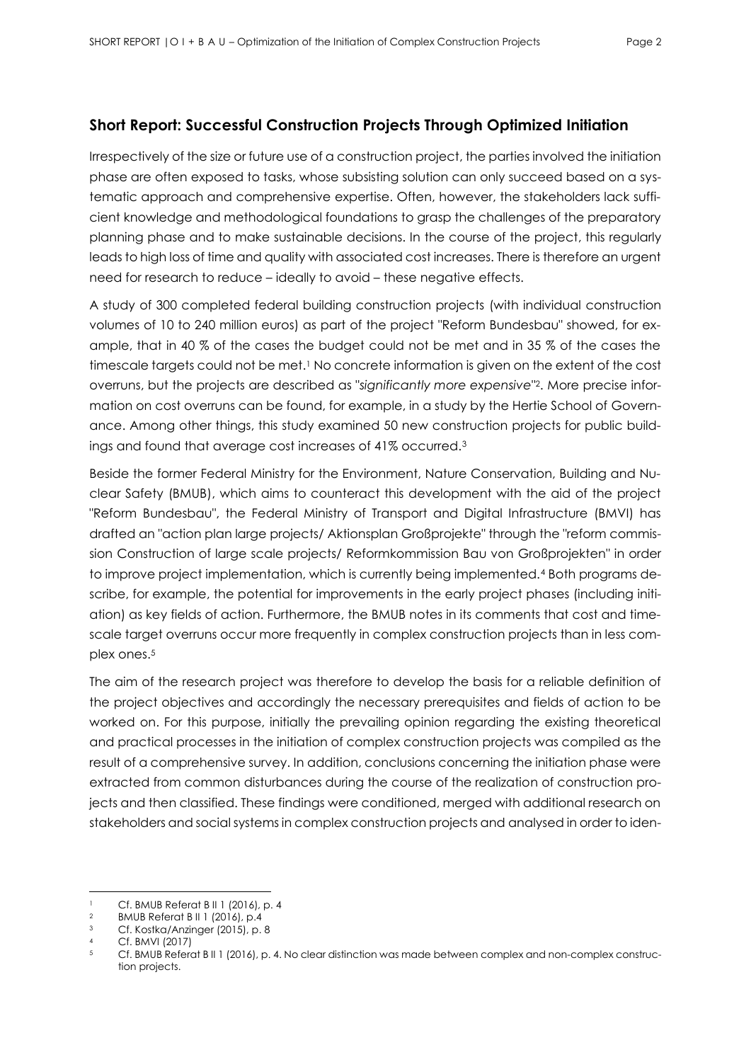## Short Report: Successful Construction Projects Through Optimized Initiation

Irrespectively of the size or future use of a construction project, the parties involved the initiation phase are often exposed to tasks, whose subsisting solution can only succeed based on a systematic approach and comprehensive expertise. Often, however, the stakeholders lack sufficient knowledge and methodological foundations to grasp the challenges of the preparatory planning phase and to make sustainable decisions. In the course of the project, this regularly leads to high loss of time and quality with associated cost increases. There is therefore an urgent need for research to reduce – ideally to avoid – these negative effects.

A study of 300 completed federal building construction projects (with individual construction volumes of 10 to 240 million euros) as part of the project "Reform Bundesbau" showed, for example, that in 40 % of the cases the budget could not be met and in 35 % of the cases the timescale targets could not be met.[1] No concrete information is given on the extent of the cost overruns, but the projects are described as "*significantly more expensive*"[2]. More precise information on cost overruns can be found, for example, in a study by the Hertie School of Governance. Among other things, this study examined 50 new construction projects for public buildings and found that average cost increases of 41% occurred.[3]

Beside the former Federal Ministry for the Environment, Nature Conservation, Building and Nuclear Safety (BMUB), which aims to counteract this development with the aid of the project "Reform Bundesbau", the Federal Ministry of Transport and Digital Infrastructure (BMVI) has drafted an "action plan large projects/ Aktionsplan Großprojekte" through the "reform commission Construction of large scale projects/ Reformkommission Bau von Großprojekten" in order to improve project implementation, which is currently being implemented.[4] Both programs describe, for example, the potential for improvements in the early project phases (including initiation) as key fields of action. Furthermore, the BMUB notes in its comments that cost and timescale target overruns occur more frequently in complex construction projects than in less complex ones.[5]

The aim of the research project was therefore to develop the basis for a reliable definition of the project objectives and accordingly the necessary prerequisites and fields of action to be worked on. For this purpose, initially the prevailing opinion regarding the existing theoretical and practical processes in the initiation of complex construction projects was compiled as the result of a comprehensive survey. In addition, conclusions concerning the initiation phase were extracted from common disturbances during the course of the realization of construction projects and then classified. These findings were conditioned, merged with additional research on stakeholders and social systems in complex construction projects and analysed in order to iden-

---

[1] Cf. BMUB Referat B II 1 (2016), p. 4

[2] BMUB Referat B II 1 (2016), p.4

[3] Cf. Kostka/Anzinger (2015), p. 8

[4] Cf. BMVI (2017)

[5] Cf. BMUB Referat B II 1 (2016), p. 4. No clear distinction was made between complex and non-complex construction projects.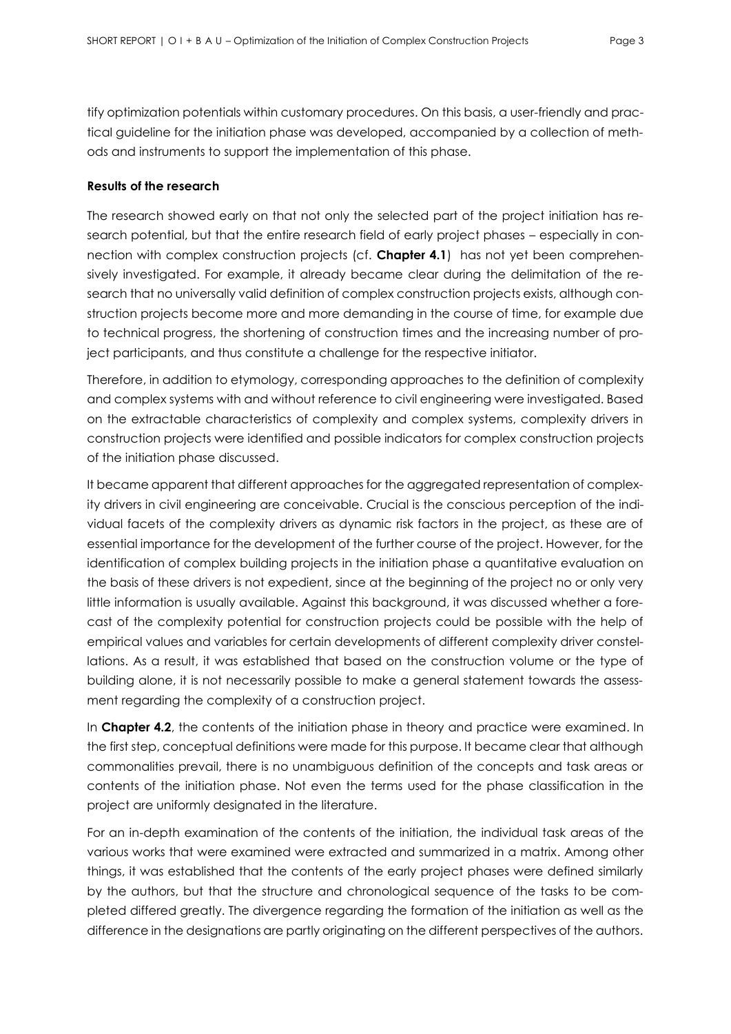tify optimization potentials within customary procedures. On this basis, a user-friendly and practical guideline for the initiation phase was developed, accompanied by a collection of methods and instruments to support the implementation of this phase.

**Results of the research**

The research showed early on that not only the selected part of the project initiation has research potential, but that the entire research field of early project phases – especially in connection with complex construction projects (cf. **Chapter 4.1**) has not yet been comprehensively investigated. For example, it already became clear during the delimitation of the research that no universally valid definition of complex construction projects exists, although construction projects become more and more demanding in the course of time, for example due to technical progress, the shortening of construction times and the increasing number of project participants, and thus constitute a challenge for the respective initiator.

Therefore, in addition to etymology, corresponding approaches to the definition of complexity and complex systems with and without reference to civil engineering were investigated. Based on the extractable characteristics of complexity and complex systems, complexity drivers in construction projects were identified and possible indicators for complex construction projects of the initiation phase discussed.

It became apparent that different approaches for the aggregated representation of complexity drivers in civil engineering are conceivable. Crucial is the conscious perception of the individual facets of the complexity drivers as dynamic risk factors in the project, as these are of essential importance for the development of the further course of the project. However, for the identification of complex building projects in the initiation phase a quantitative evaluation on the basis of these drivers is not expedient, since at the beginning of the project no or only very little information is usually available. Against this background, it was discussed whether a forecast of the complexity potential for construction projects could be possible with the help of empirical values and variables for certain developments of different complexity driver constellations. As a result, it was established that based on the construction volume or the type of building alone, it is not necessarily possible to make a general statement towards the assessment regarding the complexity of a construction project.

In **Chapter 4.2**, the contents of the initiation phase in theory and practice were examined. In the first step, conceptual definitions were made for this purpose. It became clear that although commonalities prevail, there is no unambiguous definition of the concepts and task areas or contents of the initiation phase. Not even the terms used for the phase classification in the project are uniformly designated in the literature.

For an in-depth examination of the contents of the initiation, the individual task areas of the various works that were examined were extracted and summarized in a matrix. Among other things, it was established that the contents of the early project phases were defined similarly by the authors, but that the structure and chronological sequence of the tasks to be completed differed greatly. The divergence regarding the formation of the initiation as well as the difference in the designations are partly originating on the different perspectives of the authors.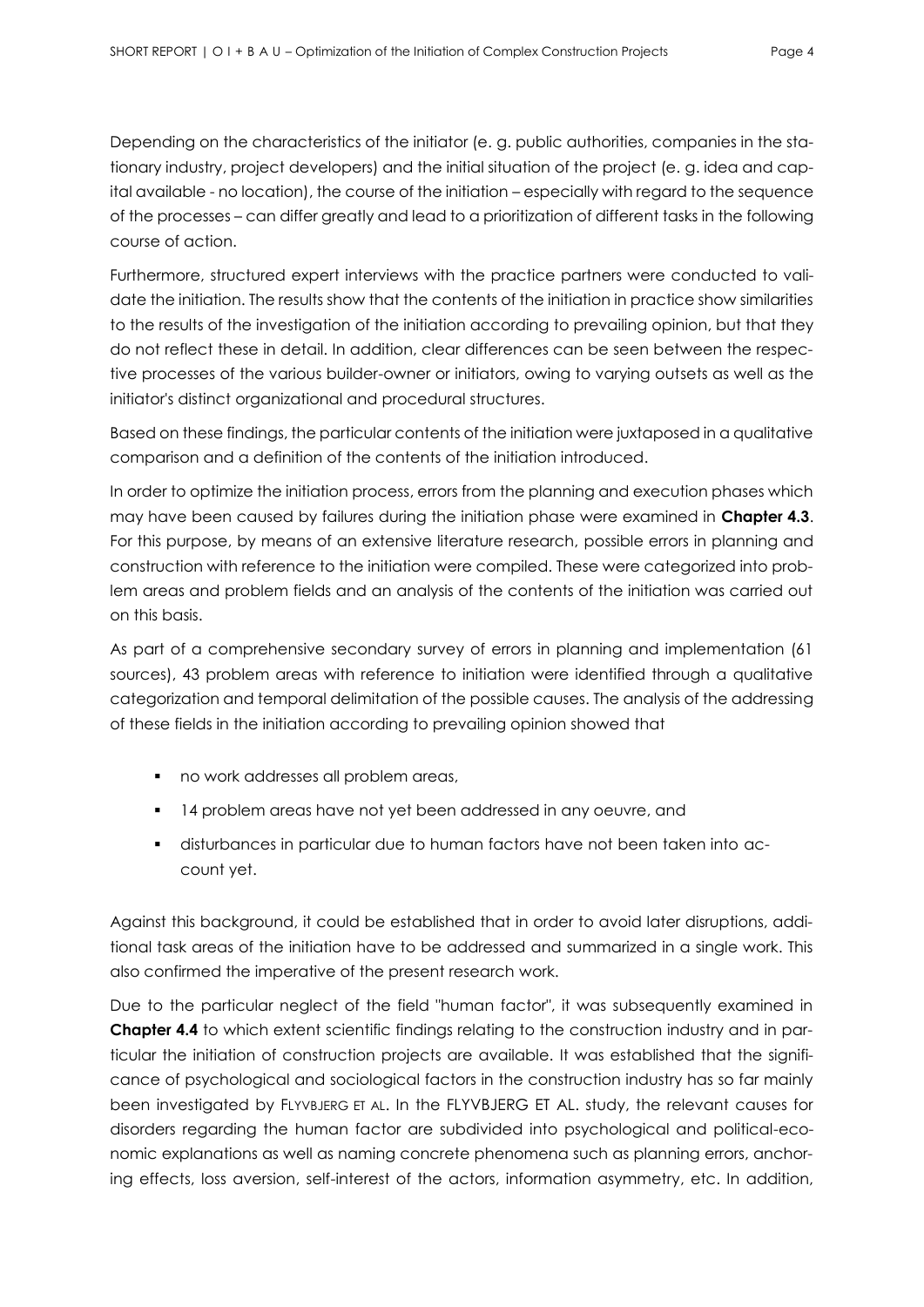Depending on the characteristics of the initiator (e. g. public authorities, companies in the stationary industry, project developers) and the initial situation of the project (e. g. idea and capital available - no location), the course of the initiation – especially with regard to the sequence of the processes – can differ greatly and lead to a prioritization of different tasks in the following course of action.

Furthermore, structured expert interviews with the practice partners were conducted to validate the initiation. The results show that the contents of the initiation in practice show similarities to the results of the investigation of the initiation according to prevailing opinion, but that they do not reflect these in detail. In addition, clear differences can be seen between the respective processes of the various builder-owner or initiators, owing to varying outsets as well as the initiator's distinct organizational and procedural structures.

Based on these findings, the particular contents of the initiation were juxtaposed in a qualitative comparison and a definition of the contents of the initiation introduced.

In order to optimize the initiation process, errors from the planning and execution phases which may have been caused by failures during the initiation phase were examined in **Chapter 4.3**. For this purpose, by means of an extensive literature research, possible errors in planning and construction with reference to the initiation were compiled. These were categorized into problem areas and problem fields and an analysis of the contents of the initiation was carried out on this basis.

As part of a comprehensive secondary survey of errors in planning and implementation (61 sources), 43 problem areas with reference to initiation were identified through a qualitative categorization and temporal delimitation of the possible causes. The analysis of the addressing of these fields in the initiation according to prevailing opinion showed that

- no work addresses all problem areas,
- 14 problem areas have not yet been addressed in any oeuvre, and
- disturbances in particular due to human factors have not been taken into account yet.

Against this background, it could be established that in order to avoid later disruptions, additional task areas of the initiation have to be addressed and summarized in a single work. This also confirmed the imperative of the present research work.

Due to the particular neglect of the field "human factor", it was subsequently examined in **Chapter 4.4** to which extent scientific findings relating to the construction industry and in particular the initiation of construction projects are available. It was established that the significance of psychological and sociological factors in the construction industry has so far mainly been investigated by FLYVBJERG ET AL. In the FLYVBJERG ET AL. study, the relevant causes for disorders regarding the human factor are subdivided into psychological and political-economic explanations as well as naming concrete phenomena such as planning errors, anchoring effects, loss aversion, self-interest of the actors, information asymmetry, etc. In addition,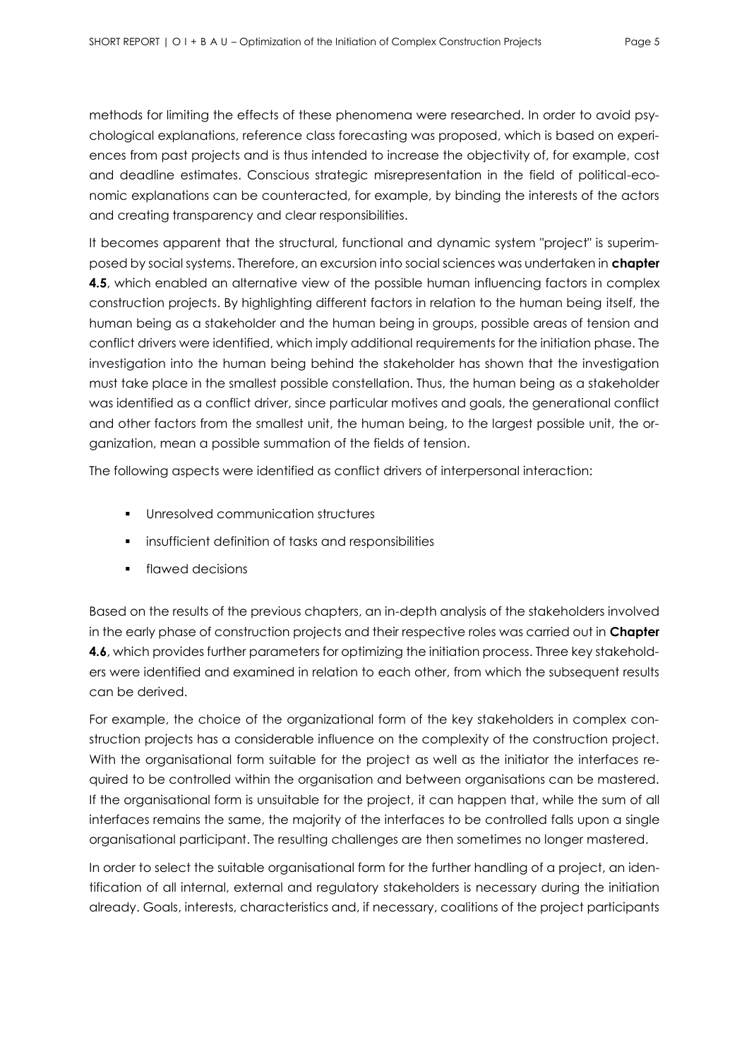methods for limiting the effects of these phenomena were researched. In order to avoid psychological explanations, reference class forecasting was proposed, which is based on experiences from past projects and is thus intended to increase the objectivity of, for example, cost and deadline estimates. Conscious strategic misrepresentation in the field of political-economic explanations can be counteracted, for example, by binding the interests of the actors and creating transparency and clear responsibilities.

It becomes apparent that the structural, functional and dynamic system "project" is superimposed by social systems. Therefore, an excursion into social sciences was undertaken in **chapter 4.5**, which enabled an alternative view of the possible human influencing factors in complex construction projects. By highlighting different factors in relation to the human being itself, the human being as a stakeholder and the human being in groups, possible areas of tension and conflict drivers were identified, which imply additional requirements for the initiation phase. The investigation into the human being behind the stakeholder has shown that the investigation must take place in the smallest possible constellation. Thus, the human being as a stakeholder was identified as a conflict driver, since particular motives and goals, the generational conflict and other factors from the smallest unit, the human being, to the largest possible unit, the organization, mean a possible summation of the fields of tension.

The following aspects were identified as conflict drivers of interpersonal interaction:

- Unresolved communication structures
- insufficient definition of tasks and responsibilities
- flawed decisions

Based on the results of the previous chapters, an in-depth analysis of the stakeholders involved in the early phase of construction projects and their respective roles was carried out in **Chapter 4.6**, which provides further parameters for optimizing the initiation process. Three key stakeholders were identified and examined in relation to each other, from which the subsequent results can be derived.

For example, the choice of the organizational form of the key stakeholders in complex construction projects has a considerable influence on the complexity of the construction project. With the organisational form suitable for the project as well as the initiator the interfaces required to be controlled within the organisation and between organisations can be mastered. If the organisational form is unsuitable for the project, it can happen that, while the sum of all interfaces remains the same, the majority of the interfaces to be controlled falls upon a single organisational participant. The resulting challenges are then sometimes no longer mastered.

In order to select the suitable organisational form for the further handling of a project, an identification of all internal, external and regulatory stakeholders is necessary during the initiation already. Goals, interests, characteristics and, if necessary, coalitions of the project participants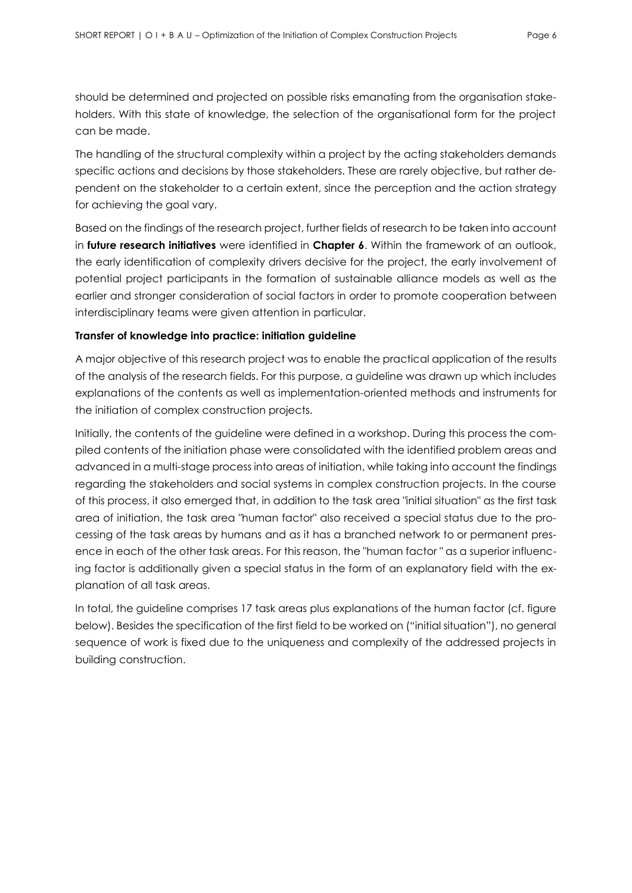should be determined and projected on possible risks emanating from the organisation stakeholders. With this state of knowledge, the selection of the organisational form for the project can be made.

The handling of the structural complexity within a project by the acting stakeholders demands specific actions and decisions by those stakeholders. These are rarely objective, but rather dependent on the stakeholder to a certain extent, since the perception and the action strategy for achieving the goal vary.

Based on the findings of the research project, further fields of research to be taken into account in **future research initiatives** were identified in **Chapter 6**. Within the framework of an outlook, the early identification of complexity drivers decisive for the project, the early involvement of potential project participants in the formation of sustainable alliance models as well as the earlier and stronger consideration of social factors in order to promote cooperation between interdisciplinary teams were given attention in particular.

**Transfer of knowledge into practice: initiation guideline**

A major objective of this research project was to enable the practical application of the results of the analysis of the research fields. For this purpose, a guideline was drawn up which includes explanations of the contents as well as implementation-oriented methods and instruments for the initiation of complex construction projects.

Initially, the contents of the guideline were defined in a workshop. During this process the compiled contents of the initiation phase were consolidated with the identified problem areas and advanced in a multi-stage process into areas of initiation, while taking into account the findings regarding the stakeholders and social systems in complex construction projects. In the course of this process, it also emerged that, in addition to the task area "initial situation" as the first task area of initiation, the task area "human factor" also received a special status due to the processing of the task areas by humans and as it has a branched network to or permanent presence in each of the other task areas. For this reason, the "human factor " as a superior influencing factor is additionally given a special status in the form of an explanatory field with the explanation of all task areas.

In total, the guideline comprises 17 task areas plus explanations of the human factor (cf. figure below). Besides the specification of the first field to be worked on ("initial situation"), no general sequence of work is fixed due to the uniqueness and complexity of the addressed projects in building construction.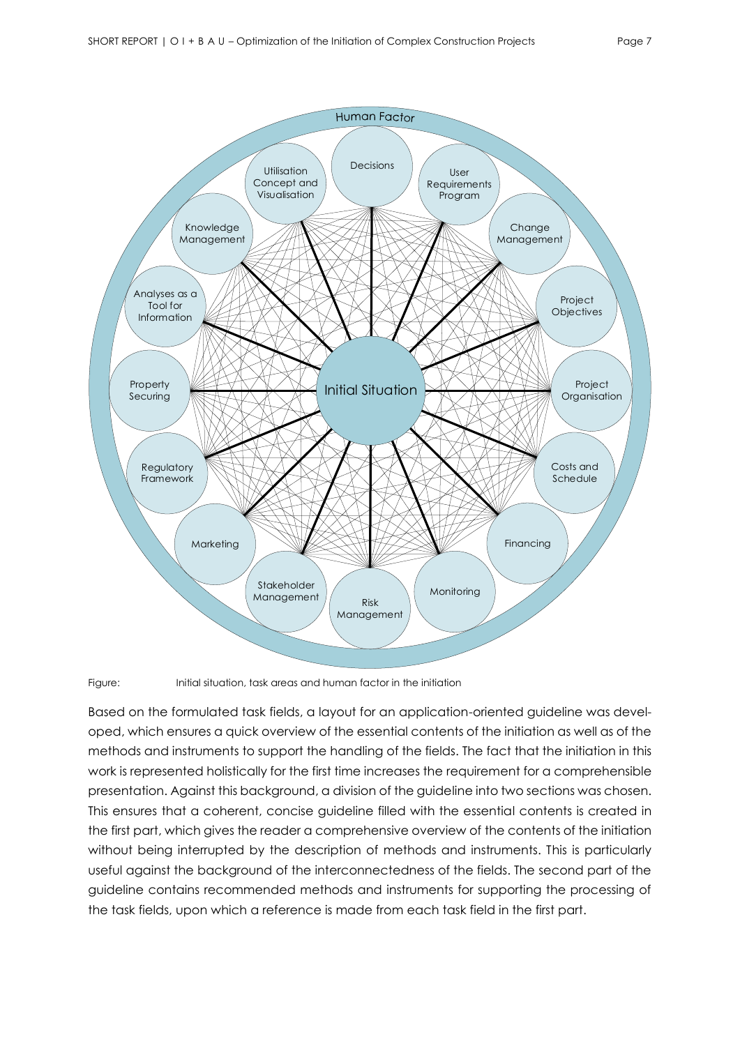Figure: Initial situation, task areas and human factor in the initiation

Based on the formulated task fields, a layout for an application-oriented guideline was developed, which ensures a quick overview of the essential contents of the initiation as well as of the methods and instruments to support the handling of the fields. The fact that the initiation in this work is represented holistically for the first time increases the requirement for a comprehensible presentation. Against this background, a division of the guideline into two sections was chosen. This ensures that a coherent, concise guideline filled with the essential contents is created in the first part, which gives the reader a comprehensive overview of the contents of the initiation without being interrupted by the description of methods and instruments. This is particularly useful against the background of the interconnectedness of the fields. The second part of the guideline contains recommended methods and instruments for supporting the processing of the task fields, upon which a reference is made from each task field in the first part.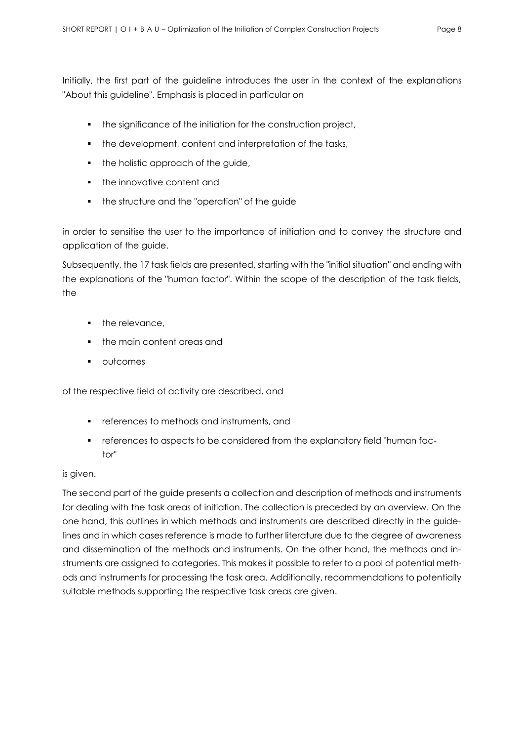Initially, the first part of the guideline introduces the user in the context of the explanations "About this guideline". Emphasis is placed in particular on

- the significance of the initiation for the construction project,
- the development, content and interpretation of the tasks,
- the holistic approach of the guide,
- the innovative content and
- the structure and the "operation" of the guide

in order to sensitise the user to the importance of initiation and to convey the structure and application of the guide.

Subsequently, the 17 task fields are presented, starting with the "initial situation" and ending with the explanations of the "human factor". Within the scope of the description of the task fields, the

- the relevance,
- the main content areas and
- outcomes

of the respective field of activity are described, and

- references to methods and instruments, and
- references to aspects to be considered from the explanatory field "human factor"

is given.

The second part of the guide presents a collection and description of methods and instruments for dealing with the task areas of initiation. The collection is preceded by an overview. On the one hand, this outlines in which methods and instruments are described directly in the guidelines and in which cases reference is made to further literature due to the degree of awareness and dissemination of the methods and instruments. On the other hand, the methods and instruments are assigned to categories. This makes it possible to refer to a pool of potential methods and instruments for processing the task area. Additionally, recommendations to potentially suitable methods supporting the respective task areas are given.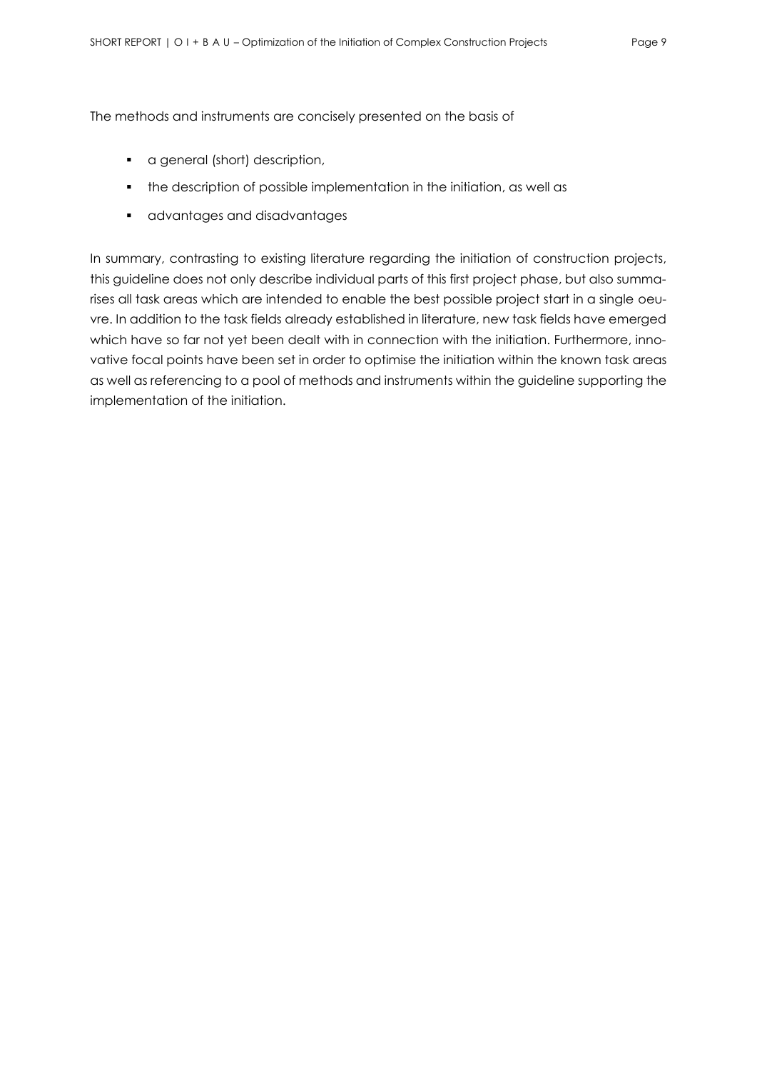The methods and instruments are concisely presented on the basis of

- a general (short) description,
- the description of possible implementation in the initiation, as well as
- advantages and disadvantages

In summary, contrasting to existing literature regarding the initiation of construction projects, this guideline does not only describe individual parts of this first project phase, but also summarises all task areas which are intended to enable the best possible project start in a single oeuvre. In addition to the task fields already established in literature, new task fields have emerged which have so far not yet been dealt with in connection with the initiation. Furthermore, innovative focal points have been set in order to optimise the initiation within the known task areas as well as referencing to a pool of methods and instruments within the guideline supporting the implementation of the initiation.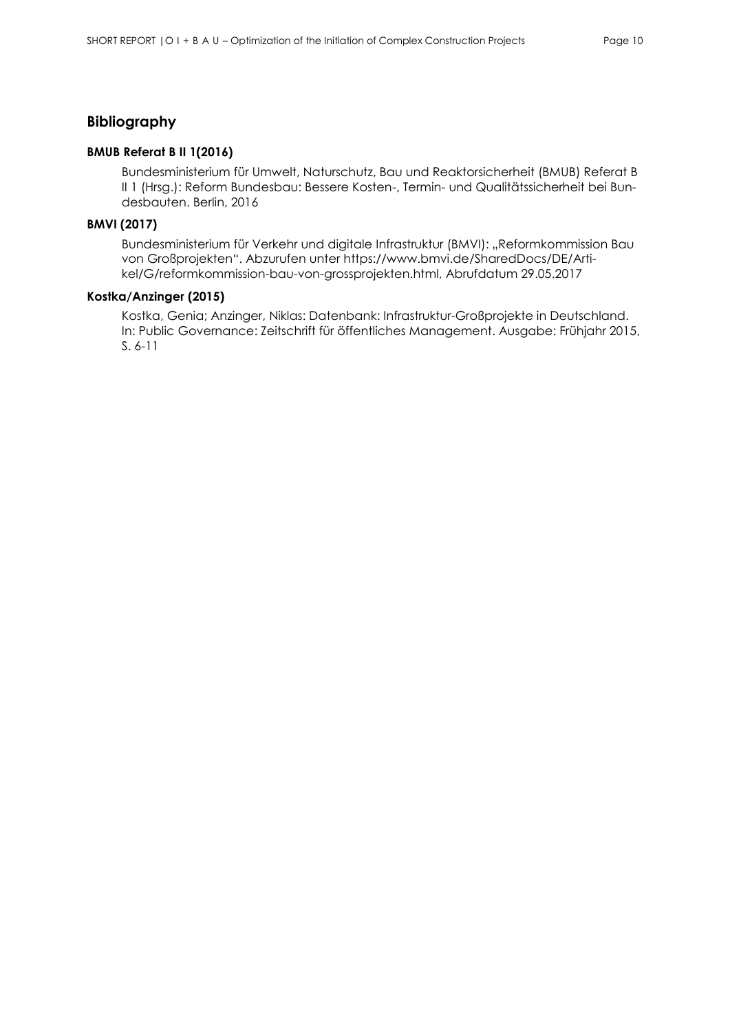## Bibliography

**BMUB Referat B II 1(2016)**

Bundesministerium für Umwelt, Naturschutz, Bau und Reaktorsicherheit (BMUB) Referat B II 1 (Hrsg.): Reform Bundesbau: Bessere Kosten-, Termin- und Qualitätssicherheit bei Bundesbauten. Berlin, 2016

**BMVI (2017)**

Bundesministerium für Verkehr und digitale Infrastruktur (BMVI): „Reformkommission Bau von Großprojekten". Abzurufen unter https://www.bmvi.de/SharedDocs/DE/Artikel/G/reformkommission-bau-von-grossprojekten.html, Abrufdatum 29.05.2017

**Kostka/Anzinger (2015)**

Kostka, Genia; Anzinger, Niklas: Datenbank: Infrastruktur-Großprojekte in Deutschland. In: Public Governance: Zeitschrift für öffentliches Management. Ausgabe: Frühjahr 2015, S. 6-11